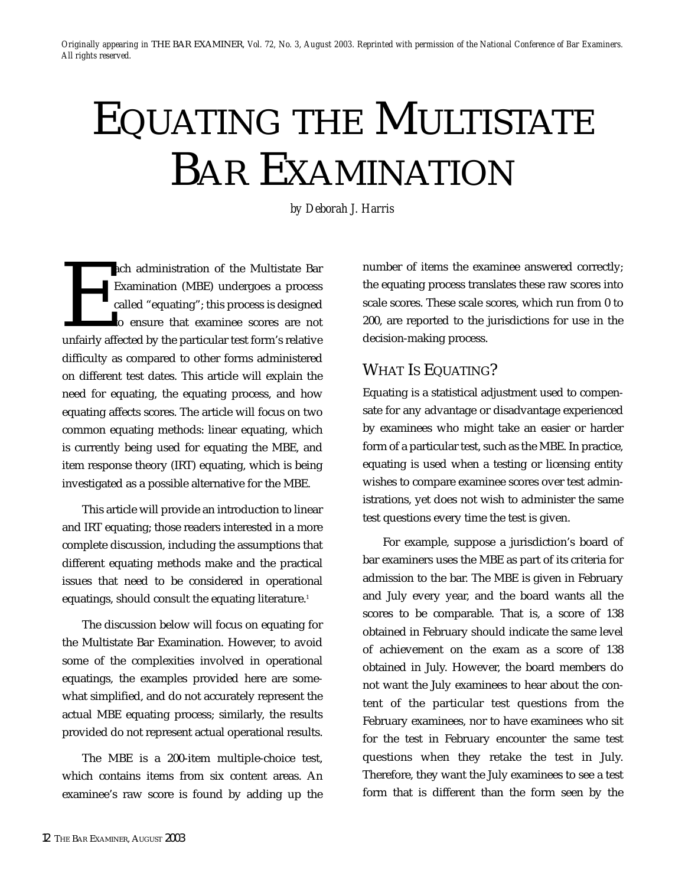*Originally appearing in* THE BAR EXAMINER, *Vol. 72, No. 3, August 2003. Reprinted with permission of the National Conference of Bar Examiners. All rights reserved.*

# EQUATING THE MULTISTATE BAR EXAMINATION

*by Deborah J. Harris*

Each administration of the Multistate Bar Examination (MBE) undergoes a process called "equating"; this process is designed to ensure that examinee scores are not unfairly affected by the particular test form's relative difficulty as compared to other forms administered on different test dates. This article will explain the need for equating, the equating process, and how equating affects scores. The article will focus on two common equating methods: linear equating, which is currently being used for equating the MBE, and item response theory (IRT) equating, which is being investigated as a possible alternative for the MBE.

This article will provide an introduction to linear and IRT equating; those readers interested in a more complete discussion, including the assumptions that different equating methods make and the practical issues that need to be considered in operational equatings, should consult the equating literature.[1]

The discussion below will focus on equating for the Multistate Bar Examination. However, to avoid some of the complexities involved in operational equatings, the examples provided here are somewhat simplified, and do not accurately represent the actual MBE equating process; similarly, the results provided do not represent actual operational results.

The MBE is a 200-item multiple-choice test, which contains items from six content areas. An examinee's raw score is found by adding up the number of items the examinee answered correctly; the equating process translates these raw scores into scale scores. These scale scores, which run from 0 to 200, are reported to the jurisdictions for use in the decision-making process.

## WHAT IS EQUATING?

Equating is a statistical adjustment used to compensate for any advantage or disadvantage experienced by examinees who might take an easier or harder form of a particular test, such as the MBE. In practice, equating is used when a testing or licensing entity wishes to compare examinee scores over test administrations, yet does not wish to administer the same test questions every time the test is given.

For example, suppose a jurisdiction's board of bar examiners uses the MBE as part of its criteria for admission to the bar. The MBE is given in February and July every year, and the board wants all the scores to be comparable. That is, a score of 138 obtained in February should indicate the same level of achievement on the exam as a score of 138 obtained in July. However, the board members do not want the July examinees to hear about the content of the particular test questions from the February examinees, nor to have examinees who sit for the test in February encounter the same test questions when they retake the test in July. Therefore, they want the July examinees to see a test form that is different than the form seen by the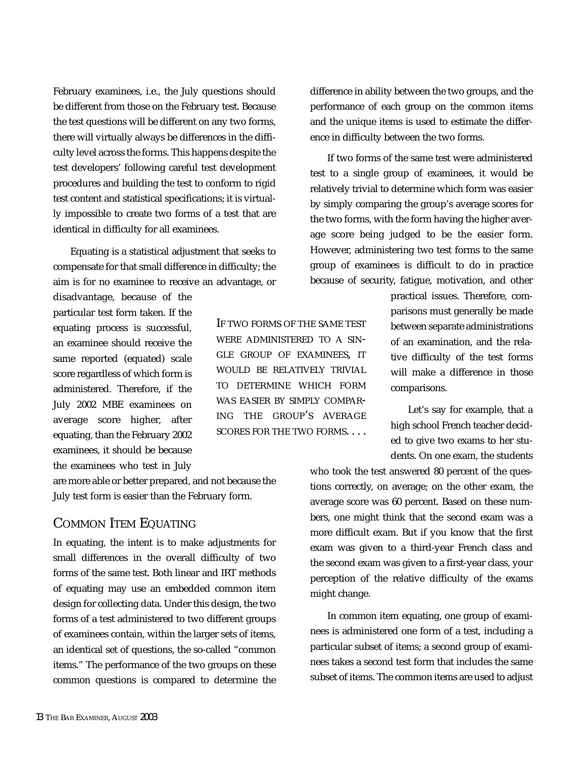February examinees, i.e., the July questions should be different from those on the February test. Because the test questions will be different on any two forms, there will virtually always be differences in the difficulty level across the forms. This happens despite the test developers' following careful test development procedures and building the test to conform to rigid test content and statistical specifications; it is virtually impossible to create two forms of a test that are identical in difficulty for all examinees.

Equating is a statistical adjustment that seeks to compensate for that small difference in difficulty; the aim is for no examinee to receive an advantage, or disadvantage, because of the particular test form taken. If the equating process is successful, an examinee should receive the same reported (equated) scale score regardless of which form is administered. Therefore, if the July 2002 MBE examinees on average score higher, after equating, than the February 2002 examinees, it should be because the examinees who test in July are more able or better prepared, and not because the July test form is easier than the February form.

> IF TWO FORMS OF THE SAME TEST WERE ADMINISTERED TO A SINGLE GROUP OF EXAMINEES, IT WOULD BE RELATIVELY TRIVIAL TO DETERMINE WHICH FORM WAS EASIER BY SIMPLY COMPARING THE GROUP'S AVERAGE SCORES FOR THE TWO FORMS. . . .

## COMMON ITEM EQUATING

In equating, the intent is to make adjustments for small differences in the overall difficulty of two forms of the same test. Both linear and IRT methods of equating may use an embedded common item design for collecting data. Under this design, the two forms of a test administered to two different groups of examinees contain, within the larger sets of items, an identical set of questions, the so-called "common items." The performance of the two groups on these common questions is compared to determine the difference in ability between the two groups, and the performance of each group on the common items and the unique items is used to estimate the difference in difficulty between the two forms.

If two forms of the same test were administered test to a single group of examinees, it would be relatively trivial to determine which form was easier by simply comparing the group's average scores for the two forms, with the form having the higher average score being judged to be the easier form. However, administering two test forms to the same group of examinees is difficult to do in practice because of security, fatigue, motivation, and other practical issues. Therefore, comparisons must generally be made between separate administrations of an examination, and the relative difficulty of the test forms will make a difference in those comparisons.

Let's say for example, that a high school French teacher decided to give two exams to her students. On one exam, the students who took the test answered 80 percent of the questions correctly, on average; on the other exam, the average score was 60 percent. Based on these numbers, one might think that the second exam was a more difficult exam. But if you know that the first exam was given to a third-year French class and the second exam was given to a first-year class, your perception of the relative difficulty of the exams might change.

In common item equating, one group of examinees is administered one form of a test, including a particular subset of items; a second group of examinees takes a second test form that includes the same subset of items. The common items are used to adjust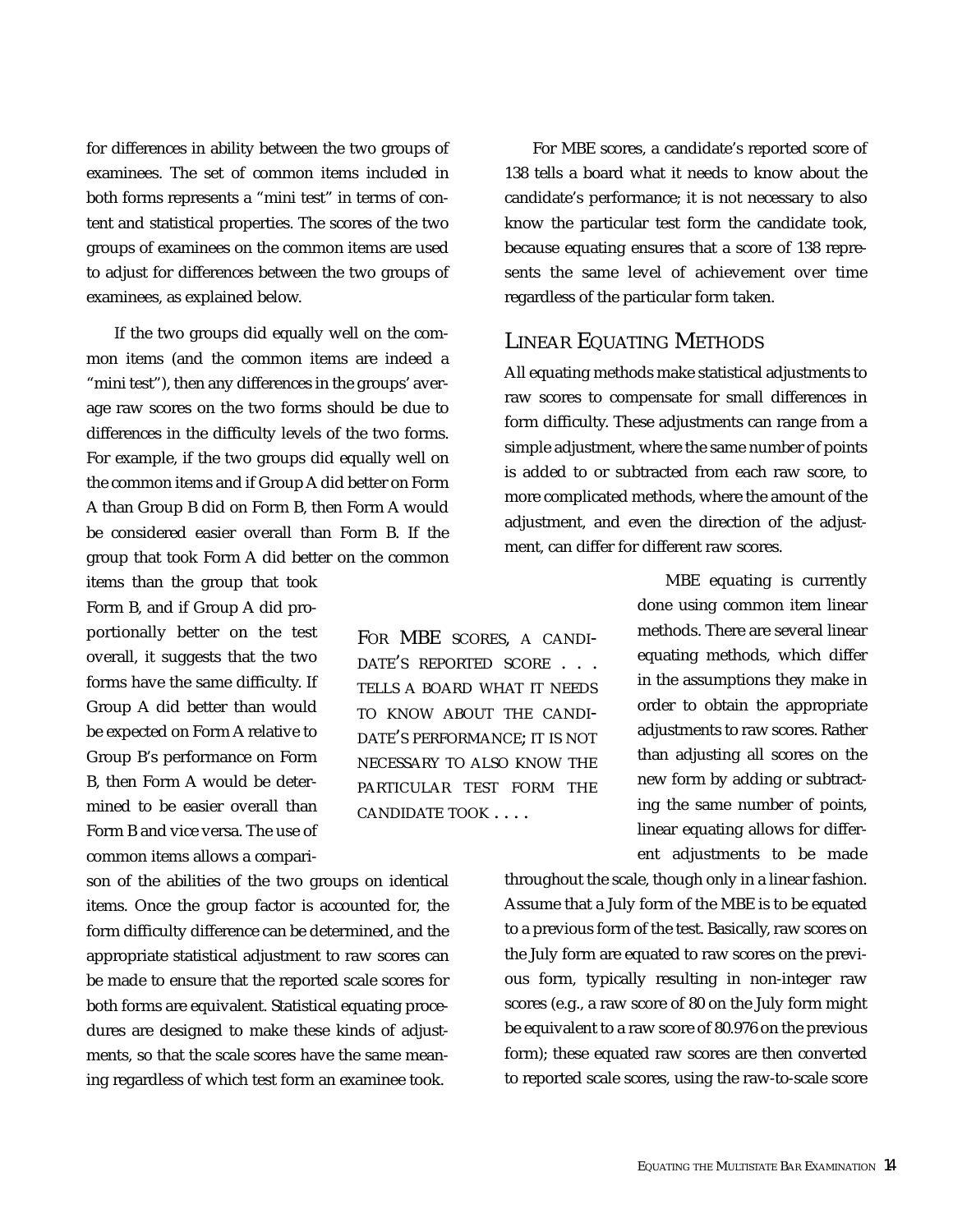for differences in ability between the two groups of examinees. The set of common items included in both forms represents a "mini test" in terms of content and statistical properties. The scores of the two groups of examinees on the common items are used to adjust for differences between the two groups of examinees, as explained below.

If the two groups did equally well on the common items (and the common items are indeed a "mini test"), then any differences in the groups' average raw scores on the two forms should be due to differences in the difficulty levels of the two forms. For example, if the two groups did equally well on the common items and if Group A did better on Form A than Group B did on Form B, then Form A would be considered easier overall than Form B. If the group that took Form A did better on the common items than the group that took Form B, and if Group A did proportionally better on the test overall, it suggests that the two forms have the same difficulty. If Group A did better than would be expected on Form A relative to Group B's performance on Form B, then Form A would be determined to be easier overall than Form B and vice versa. The use of common items allows a comparison of the abilities of the two groups on identical items. Once the group factor is accounted for, the form difficulty difference can be determined, and the appropriate statistical adjustment to raw scores can be made to ensure that the reported scale scores for both forms are equivalent. Statistical equating procedures are designed to make these kinds of adjustments, so that the scale scores have the same meaning regardless of which test form an examinee took.

For MBE scores, a candidate's reported score of 138 tells a board what it needs to know about the candidate's performance; it is not necessary to also know the particular test form the candidate took, because equating ensures that a score of 138 represents the same level of achievement over time regardless of the particular form taken.

> FOR MBE SCORES, A CANDIDATE'S REPORTED SCORE . . . TELLS A BOARD WHAT IT NEEDS TO KNOW ABOUT THE CANDIDATE'S PERFORMANCE; IT IS NOT NECESSARY TO ALSO KNOW THE PARTICULAR TEST FORM THE CANDIDATE TOOK . . . .

## Linear Equating Methods

All equating methods make statistical adjustments to raw scores to compensate for small differences in form difficulty. These adjustments can range from a simple adjustment, where the same number of points is added to or subtracted from each raw score, to more complicated methods, where the amount of the adjustment, and even the direction of the adjustment, can differ for different raw scores.

MBE equating is currently done using common item linear methods. There are several linear equating methods, which differ in the assumptions they make in order to obtain the appropriate adjustments to raw scores. Rather than adjusting all scores on the new form by adding or subtracting the same number of points, linear equating allows for different adjustments to be made throughout the scale, though only in a linear fashion. Assume that a July form of the MBE is to be equated to a previous form of the test. Basically, raw scores on the July form are equated to raw scores on the previous form, typically resulting in non-integer raw scores (e.g., a raw score of 80 on the July form might be equivalent to a raw score of 80.976 on the previous form); these equated raw scores are then converted to reported scale scores, using the raw-to-scale score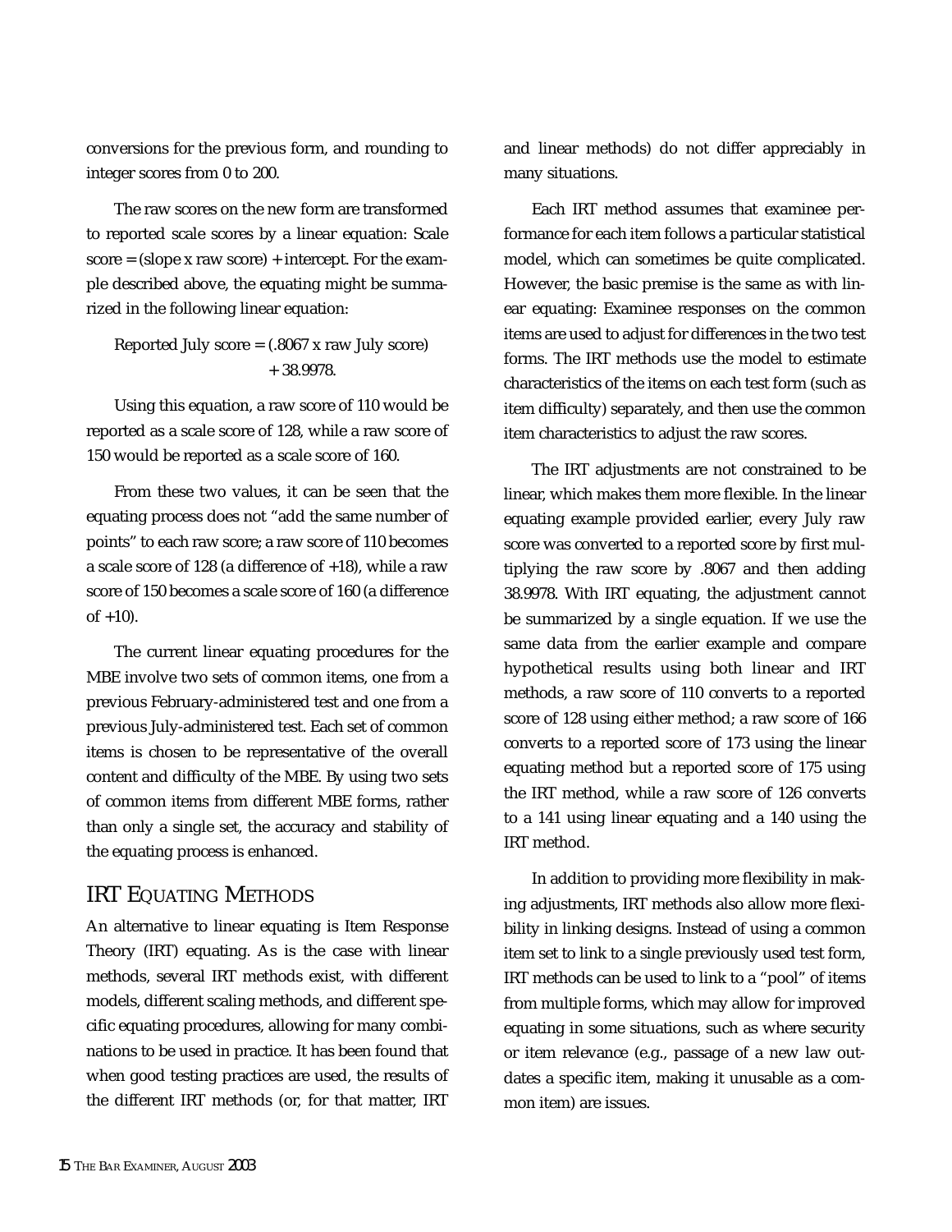conversions for the previous form, and rounding to integer scores from 0 to 200.

The raw scores on the new form are transformed to reported scale scores by a linear equation: Scale score = (slope x raw score) + intercept. For the example described above, the equating might be summarized in the following linear equation:

Reported July score = (.8067 x raw July score) + 38.9978.

Using this equation, a raw score of 110 would be reported as a scale score of 128, while a raw score of 150 would be reported as a scale score of 160.

From these two values, it can be seen that the equating process does not "add the same number of points" to each raw score; a raw score of 110 becomes a scale score of 128 (a difference of +18), while a raw score of 150 becomes a scale score of 160 (a difference of +10).

The current linear equating procedures for the MBE involve two sets of common items, one from a previous February-administered test and one from a previous July-administered test. Each set of common items is chosen to be representative of the overall content and difficulty of the MBE. By using two sets of common items from different MBE forms, rather than only a single set, the accuracy and stability of the equating process is enhanced.

## IRT Equating Methods

An alternative to linear equating is Item Response Theory (IRT) equating. As is the case with linear methods, several IRT methods exist, with different models, different scaling methods, and different specific equating procedures, allowing for many combinations to be used in practice. It has been found that when good testing practices are used, the results of the different IRT methods (or, for that matter, IRT and linear methods) do not differ appreciably in many situations.

Each IRT method assumes that examinee performance for each item follows a particular statistical model, which can sometimes be quite complicated. However, the basic premise is the same as with linear equating: Examinee responses on the common items are used to adjust for differences in the two test forms. The IRT methods use the model to estimate characteristics of the items on each test form (such as item difficulty) separately, and then use the common item characteristics to adjust the raw scores.

The IRT adjustments are not constrained to be linear, which makes them more flexible. In the linear equating example provided earlier, every July raw score was converted to a reported score by first multiplying the raw score by .8067 and then adding 38.9978. With IRT equating, the adjustment cannot be summarized by a single equation. If we use the same data from the earlier example and compare hypothetical results using both linear and IRT methods, a raw score of 110 converts to a reported score of 128 using either method; a raw score of 166 converts to a reported score of 173 using the linear equating method but a reported score of 175 using the IRT method, while a raw score of 126 converts to a 141 using linear equating and a 140 using the IRT method.

In addition to providing more flexibility in making adjustments, IRT methods also allow more flexibility in linking designs. Instead of using a common item set to link to a single previously used test form, IRT methods can be used to link to a "pool" of items from multiple forms, which may allow for improved equating in some situations, such as where security or item relevance (e.g., passage of a new law outdates a specific item, making it unusable as a common item) are issues.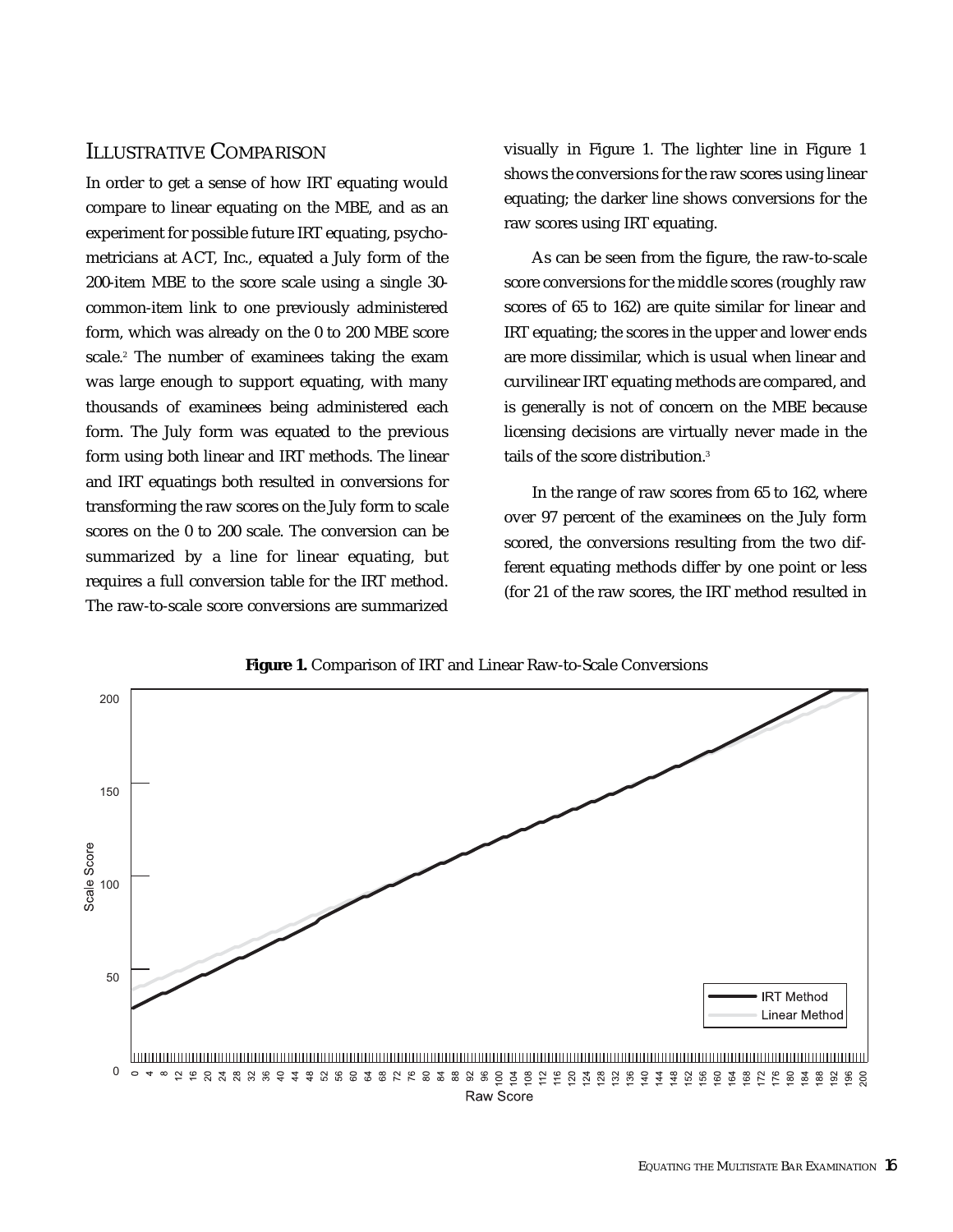## Illustrative Comparison

In order to get a sense of how IRT equating would compare to linear equating on the MBE, and as an experiment for possible future IRT equating, psychometricians at ACT, Inc., equated a July form of the 200-item MBE to the score scale using a single 30-common-item link to one previously administered form, which was already on the 0 to 200 MBE score scale.[2] The number of examinees taking the exam was large enough to support equating, with many thousands of examinees being administered each form. The July form was equated to the previous form using both linear and IRT methods. The linear and IRT equatings both resulted in conversions for transforming the raw scores on the July form to scale scores on the 0 to 200 scale. The conversion can be summarized by a line for linear equating, but requires a full conversion table for the IRT method. The raw-to-scale score conversions are summarized visually in Figure 1. The lighter line in Figure 1 shows the conversions for the raw scores using linear equating; the darker line shows conversions for the raw scores using IRT equating.

As can be seen from the figure, the raw-to-scale score conversions for the middle scores (roughly raw scores of 65 to 162) are quite similar for linear and IRT equating; the scores in the upper and lower ends are more dissimilar, which is usual when linear and curvilinear IRT equating methods are compared, and is generally is not of concern on the MBE because licensing decisions are virtually never made in the tails of the score distribution.[3]

In the range of raw scores from 65 to 162, where over 97 percent of the examinees on the July form scored, the conversions resulting from the two different equating methods differ by one point or less (for 21 of the raw scores, the IRT method resulted in

**Figure 1.** Comparison of IRT and Linear Raw-to-Scale Conversions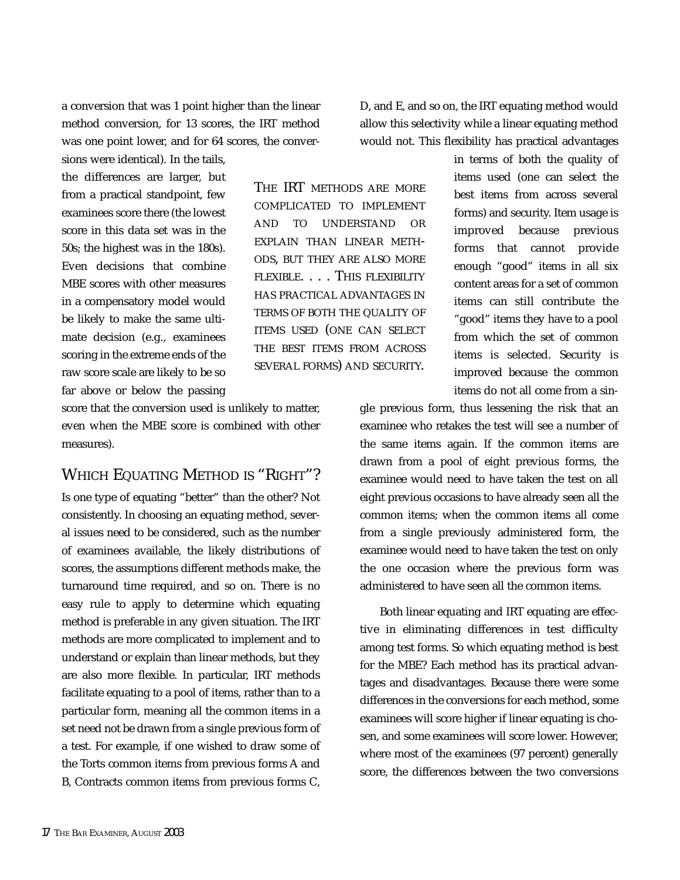a conversion that was 1 point higher than the linear method conversion, for 13 scores, the IRT method was one point lower, and for 64 scores, the conversions were identical). In the tails, the differences are larger, but from a practical standpoint, few examinees score there (the lowest score in this data set was in the 50s; the highest was in the 180s). Even decisions that combine MBE scores with other measures in a compensatory model would be likely to make the same ultimate decision (e.g., examinees scoring in the extreme ends of the raw score scale are likely to be so far above or below the passing score that the conversion used is unlikely to matter, even when the MBE score is combined with other measures).

> THE IRT METHODS ARE MORE COMPLICATED TO IMPLEMENT AND TO UNDERSTAND OR EXPLAIN THAN LINEAR METHODS, BUT THEY ARE ALSO MORE FLEXIBLE. . . . THIS FLEXIBILITY HAS PRACTICAL ADVANTAGES IN TERMS OF BOTH THE QUALITY OF ITEMS USED (ONE CAN SELECT THE BEST ITEMS FROM ACROSS SEVERAL FORMS) AND SECURITY.

## WHICH EQUATING METHOD IS "RIGHT"?

Is one type of equating "better" than the other? Not consistently. In choosing an equating method, several issues need to be considered, such as the number of examinees available, the likely distributions of scores, the assumptions different methods make, the turnaround time required, and so on. There is no easy rule to apply to determine which equating method is preferable in any given situation. The IRT methods are more complicated to implement and to understand or explain than linear methods, but they are also more flexible. In particular, IRT methods facilitate equating to a pool of items, rather than to a particular form, meaning all the common items in a set need not be drawn from a single previous form of a test. For example, if one wished to draw some of the Torts common items from previous forms A and B, Contracts common items from previous forms C, D, and E, and so on, the IRT equating method would allow this selectivity while a linear equating method would not. This flexibility has practical advantages in terms of both the quality of items used (one can select the best items from across several forms) and security. Item usage is improved because previous forms that cannot provide enough "good" items in all six content areas for a set of common items can still contribute the "good" items they have to a pool from which the set of common items is selected. Security is improved because the common items do not all come from a single previous form, thus lessening the risk that an examinee who retakes the test will see a number of the same items again. If the common items are drawn from a pool of eight previous forms, the examinee would need to have taken the test on all eight previous occasions to have already seen all the common items; when the common items all come from a single previously administered form, the examinee would need to have taken the test on only the one occasion where the previous form was administered to have seen all the common items.

Both linear equating and IRT equating are effective in eliminating differences in test difficulty among test forms. So which equating method is best for the MBE? Each method has its practical advantages and disadvantages. Because there were some differences in the conversions for each method, some examinees will score higher if linear equating is chosen, and some examinees will score lower. However, where most of the examinees (97 percent) generally score, the differences between the two conversions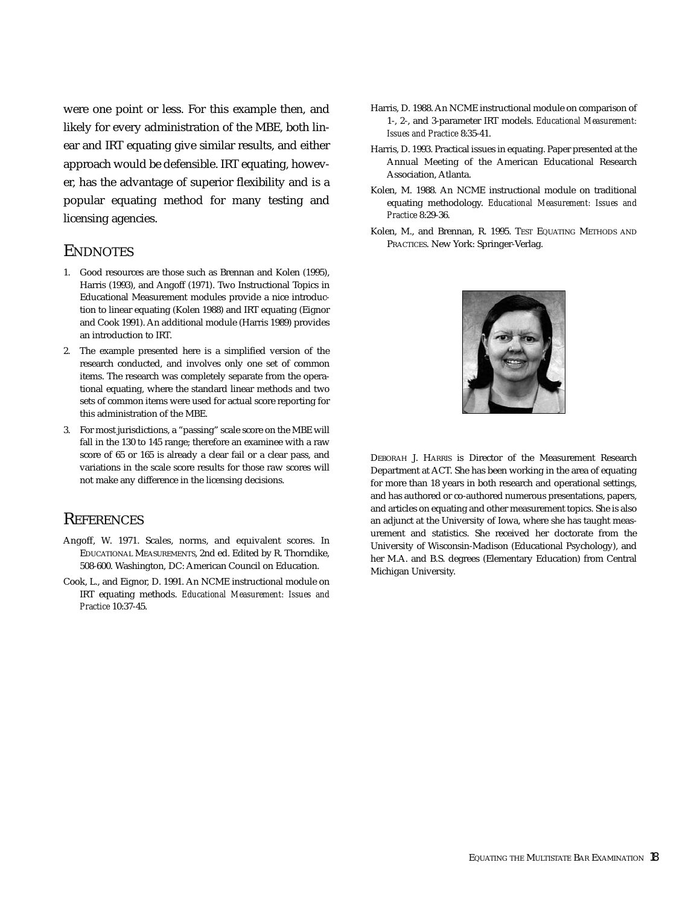were one point or less. For this example then, and likely for every administration of the MBE, both linear and IRT equating give similar results, and either approach would be defensible. IRT equating, however, has the advantage of superior flexibility and is a popular equating method for many testing and licensing agencies.

## Endnotes

1. Good resources are those such as Brennan and Kolen (1995), Harris (1993), and Angoff (1971). Two Instructional Topics in Educational Measurement modules provide a nice introduction to linear equating (Kolen 1988) and IRT equating (Eignor and Cook 1991). An additional module (Harris 1989) provides an introduction to IRT.
2. The example presented here is a simplified version of the research conducted, and involves only one set of common items. The research was completely separate from the operational equating, where the standard linear methods and two sets of common items were used for actual score reporting for this administration of the MBE.
3. For most jurisdictions, a "passing" scale score on the MBE will fall in the 130 to 145 range; therefore an examinee with a raw score of 65 or 165 is already a clear fail or a clear pass, and variations in the scale score results for those raw scores will not make any difference in the licensing decisions.

## References

Angoff, W. 1971. Scales, norms, and equivalent scores. In Educational Measurements, 2nd ed. Edited by R. Thorndike, 508-600. Washington, DC: American Council on Education.

Cook, L., and Eignor, D. 1991. An NCME instructional module on IRT equating methods. *Educational Measurement: Issues and Practice* 10:37-45.

Harris, D. 1988. An NCME instructional module on comparison of 1-, 2-, and 3-parameter IRT models. *Educational Measurement: Issues and Practice* 8:35-41.

Harris, D. 1993. Practical issues in equating. Paper presented at the Annual Meeting of the American Educational Research Association, Atlanta.

Kolen, M. 1988. An NCME instructional module on traditional equating methodology. *Educational Measurement: Issues and Practice* 8:29-36.

Kolen, M., and Brennan, R. 1995. Test Equating Methods and Practices. New York: Springer-Verlag.

Deborah J. Harris is Director of the Measurement Research Department at ACT. She has been working in the area of equating for more than 18 years in both research and operational settings, and has authored or co-authored numerous presentations, papers, and articles on equating and other measurement topics. She is also an adjunct at the University of Iowa, where she has taught measurement and statistics. She received her doctorate from the University of Wisconsin-Madison (Educational Psychology), and her M.A. and B.S. degrees (Elementary Education) from Central Michigan University.